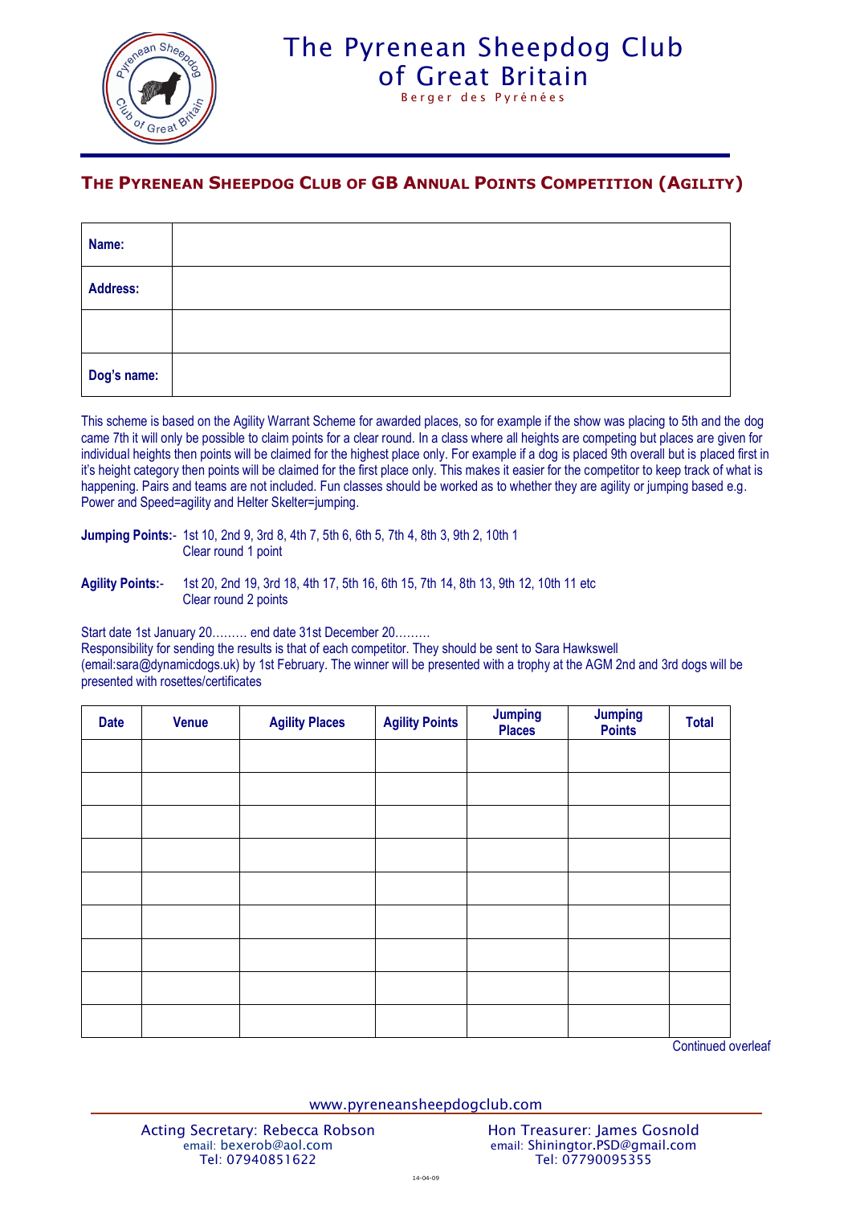# The Pyrenean Sheepdog Club of Great Britain

Berger des Pyrénées

## THE PYRENEAN SHEEPDOG CLUB OF GB ANNUAL POINTS COMPETITION (AGILITY)

| | |
|---|---|
| **Name:** | |
| **Address:** | |
| | |
| **Dog's name:** | |

This scheme is based on the Agility Warrant Scheme for awarded places, so for example if the show was placing to 5th and the dog came 7th it will only be possible to claim points for a clear round. In a class where all heights are competing but places are given for individual heights then points will be claimed for the highest place only. For example if a dog is placed 9th overall but is placed first in it's height category then points will be claimed for the first place only. This makes it easier for the competitor to keep track of what is happening. Pairs and teams are not included. Fun classes should be worked as to whether they are agility or jumping based e.g. Power and Speed=agility and Helter Skelter=jumping.

**Jumping Points:**- 1st 10, 2nd 9, 3rd 8, 4th 7, 5th 6, 6th 5, 7th 4, 8th 3, 9th 2, 10th 1
Clear round 1 point

**Agility Points:**- 1st 20, 2nd 19, 3rd 18, 4th 17, 5th 16, 6th 15, 7th 14, 8th 13, 9th 12, 10th 11 etc
Clear round 2 points

Start date 1st January 20……… end date 31st December 20………
Responsibility for sending the results is that of each competitor. They should be sent to Sara Hawkswell (email:sara@dynamicdogs.uk) by 1st February. The winner will be presented with a trophy at the AGM 2nd and 3rd dogs will be presented with rosettes/certificates

| Date | Venue | Agility Places | Agility Points | Jumping Places | Jumping Points | Total |
|---|---|---|---|---|---|---|
| | | | | | | |
| | | | | | | |
| | | | | | | |
| | | | | | | |
| | | | | | | |
| | | | | | | |
| | | | | | | |
| | | | | | | |
| | | | | | | |

Continued overleaf

www.pyreneansheepdogclub.com

Acting Secretary: Rebecca Robson
email: bexerob@aol.com
Tel: 07940851622

Hon Treasurer: James Gosnold
email: Shiningtor.PSD@gmail.com
Tel: 07790095355

14-04-09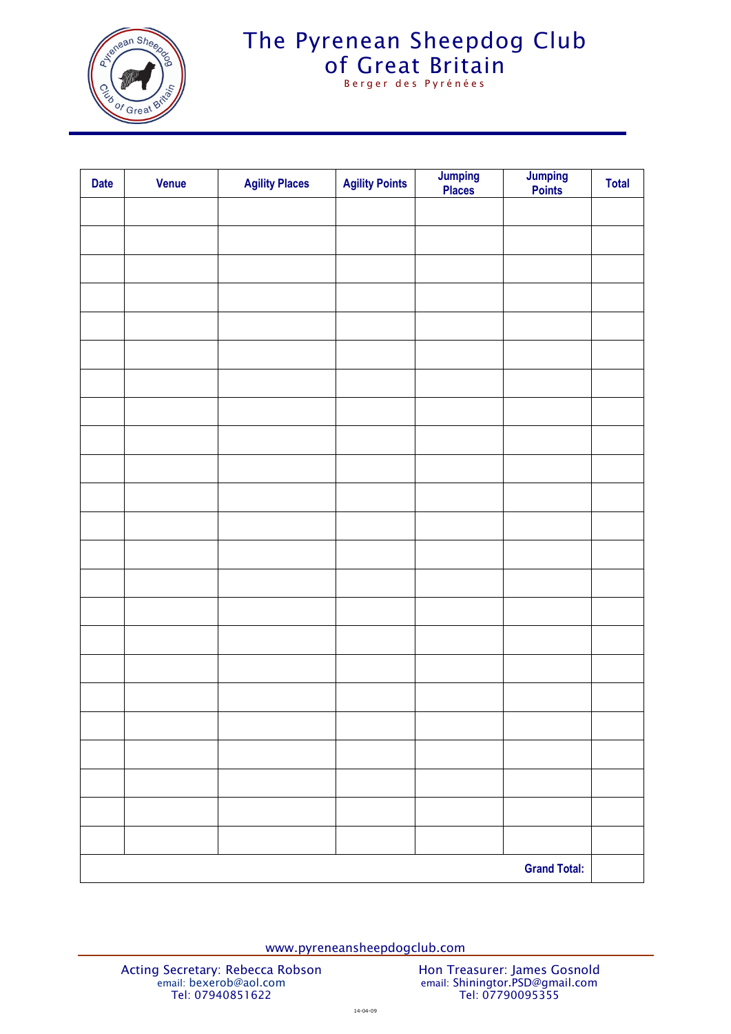# The Pyrenean Sheepdog Club of Great Britain

Berger des Pyrénées

| Date | Venue | Agility Places | Agility Points | Jumping Places | Jumping Points | Total |
|---|---|---|---|---|---|---|
| | | | | | | |
| | | | | | | |
| | | | | | | |
| | | | | | | |
| | | | | | | |
| | | | | | | |
| | | | | | | |
| | | | | | | |
| | | | | | | |
| | | | | | | |
| | | | | | | |
| | | | | | | |
| | | | | | | |
| | | | | | | |
| | | | | | | |
| | | | | | | |
| | | | | | | |
| | | | | | | |
| | | | | | | |
| | | | | | | |
| | | | | | | |
| | | | | | | |
| | | | | | | |
| | | | | | **Grand Total:** | |

www.pyreneansheepdogclub.com

Acting Secretary: Rebecca Robson
email: bexerob@aol.com
Tel: 07940851622

Hon Treasurer: James Gosnold
email: Shiningtor.PSD@gmail.com
Tel: 07790095355

14-04-09